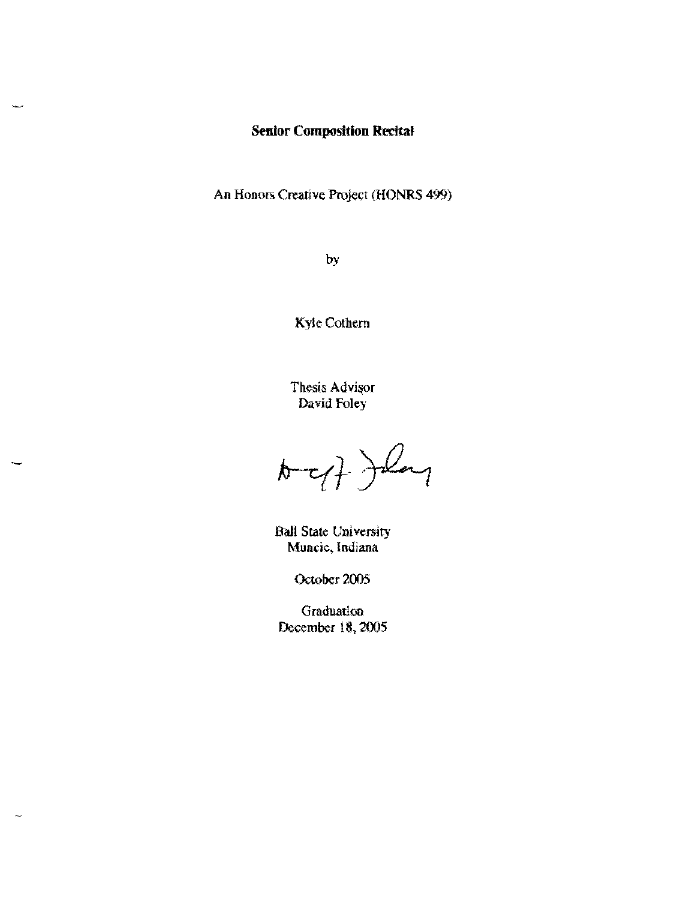# Senior Composition Recital

An Honors Creative Project (HONRS 499)

by

Kyle Cothern

Thesis Advisor
David Foley

Ball State University
Muncie, Indiana

October 2005

Graduation
December 18, 2005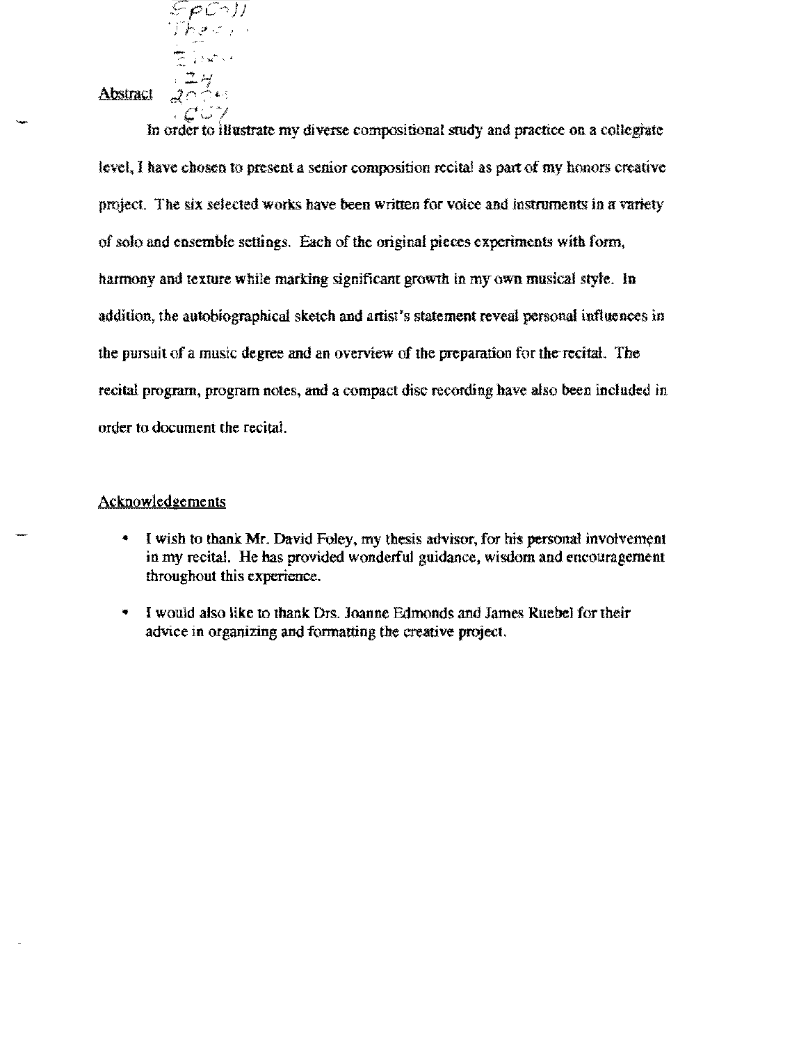Abstract

In order to illustrate my diverse compositional study and practice on a collegiate level, I have chosen to present a senior composition recital as part of my honors creative project. The six selected works have been written for voice and instruments in a variety of solo and ensemble settings. Each of the original pieces experiments with form, harmony and texture while marking significant growth in my own musical style. In addition, the autobiographical sketch and artist's statement reveal personal influences in the pursuit of a music degree and an overview of the preparation for the recital. The recital program, program notes, and a compact disc recording have also been included in order to document the recital.

Acknowledgements

- I wish to thank Mr. David Foley, my thesis advisor, for his personal involvement in my recital. He has provided wonderful guidance, wisdom and encouragement throughout this experience.
- I would also like to thank Drs. Joanne Edmonds and James Ruebel for their advice in organizing and formatting the creative project.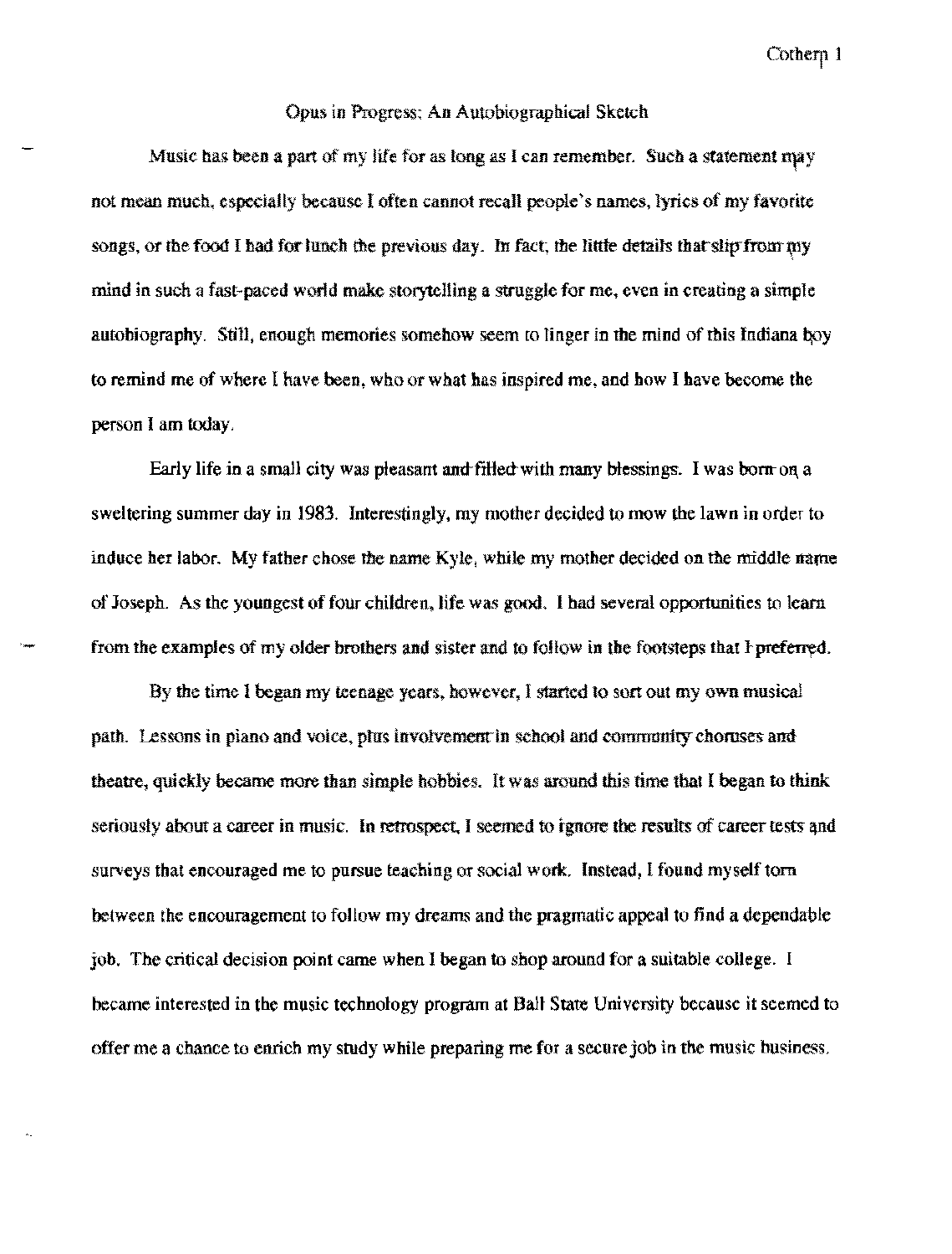# Opus in Progress: An Autobiographical Sketch

Music has been a part of my life for as long as I can remember. Such a statement may not mean much, especially because I often cannot recall people's names, lyrics of my favorite songs, or the food I had for lunch the previous day. In fact, the little details that slip from my mind in such a fast-paced world make storytelling a struggle for me, even in creating a simple autobiography. Still, enough memories somehow seem to linger in the mind of this Indiana boy to remind me of where I have been, who or what has inspired me, and how I have become the person I am today.

Early life in a small city was pleasant and filled with many blessings. I was born on a sweltering summer day in 1983. Interestingly, my mother decided to mow the lawn in order to induce her labor. My father chose the name Kyle, while my mother decided on the middle name of Joseph. As the youngest of four children, life was good. I had several opportunities to learn from the examples of my older brothers and sister and to follow in the footsteps that I preferred.

By the time I began my teenage years, however, I started to sort out my own musical path. Lessons in piano and voice, plus involvement in school and community choruses and theatre, quickly became more than simple hobbies. It was around this time that I began to think seriously about a career in music. In retrospect, I seemed to ignore the results of career tests and surveys that encouraged me to pursue teaching or social work. Instead, I found myself torn between the encouragement to follow my dreams and the pragmatic appeal to find a dependable job. The critical decision point came when I began to shop around for a suitable college. I became interested in the music technology program at Ball State University because it seemed to offer me a chance to enrich my study while preparing me for a secure job in the music business.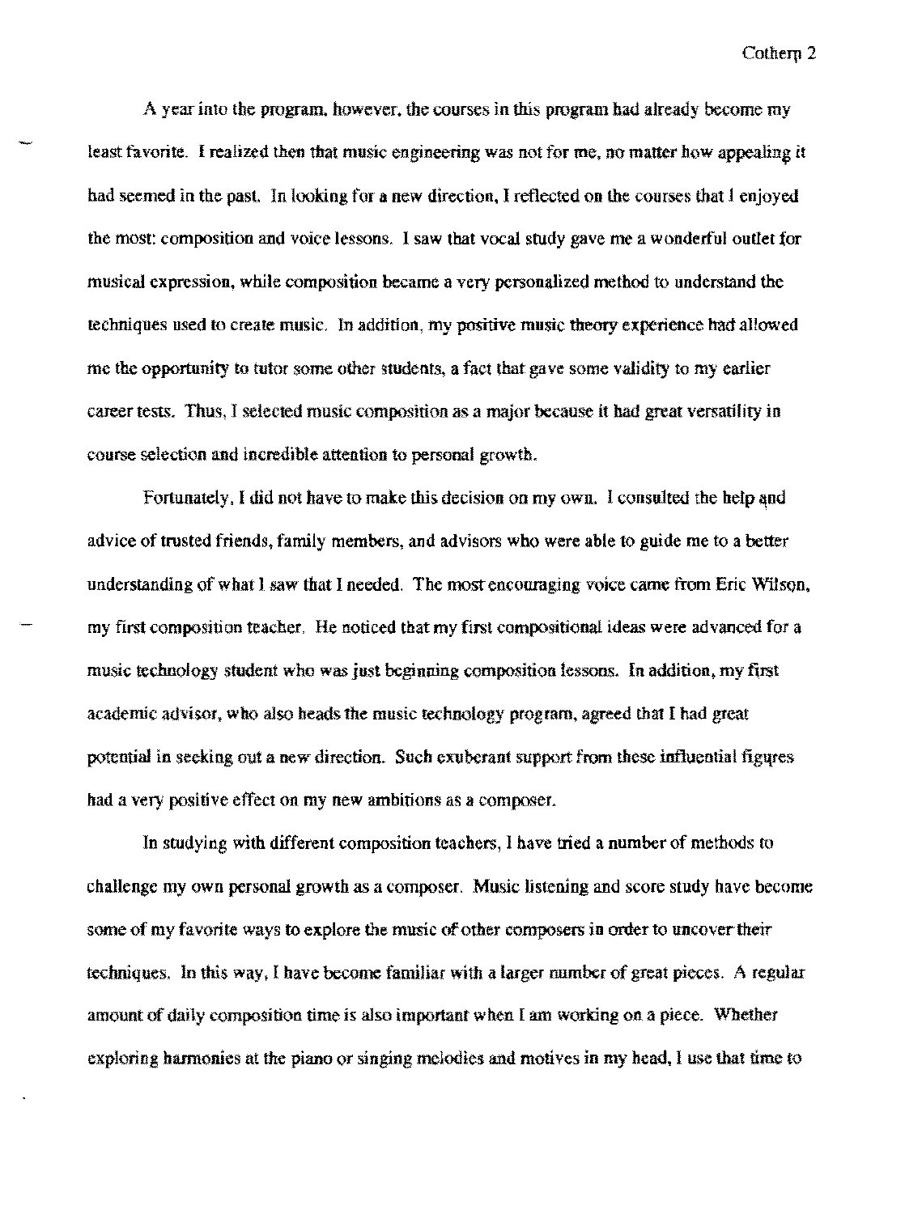A year into the program, however, the courses in this program had already become my least favorite. I realized then that music engineering was not for me, no matter how appealing it had seemed in the past. In looking for a new direction, I reflected on the courses that I enjoyed the most: composition and voice lessons. I saw that vocal study gave me a wonderful outlet for musical expression, while composition became a very personalized method to understand the techniques used to create music. In addition, my positive music theory experience had allowed me the opportunity to tutor some other students, a fact that gave some validity to my earlier career tests. Thus, I selected music composition as a major because it had great versatility in course selection and incredible attention to personal growth.

Fortunately, I did not have to make this decision on my own. I consulted the help and advice of trusted friends, family members, and advisors who were able to guide me to a better understanding of what I saw that I needed. The most encouraging voice came from Eric Wilson, my first composition teacher. He noticed that my first compositional ideas were advanced for a music technology student who was just beginning composition lessons. In addition, my first academic advisor, who also heads the music technology program, agreed that I had great potential in seeking out a new direction. Such exuberant support from these influential figures had a very positive effect on my new ambitions as a composer.

In studying with different composition teachers, I have tried a number of methods to challenge my own personal growth as a composer. Music listening and score study have become some of my favorite ways to explore the music of other composers in order to uncover their techniques. In this way, I have become familiar with a larger number of great pieces. A regular amount of daily composition time is also important when I am working on a piece. Whether exploring harmonies at the piano or singing melodies and motives in my head, I use that time to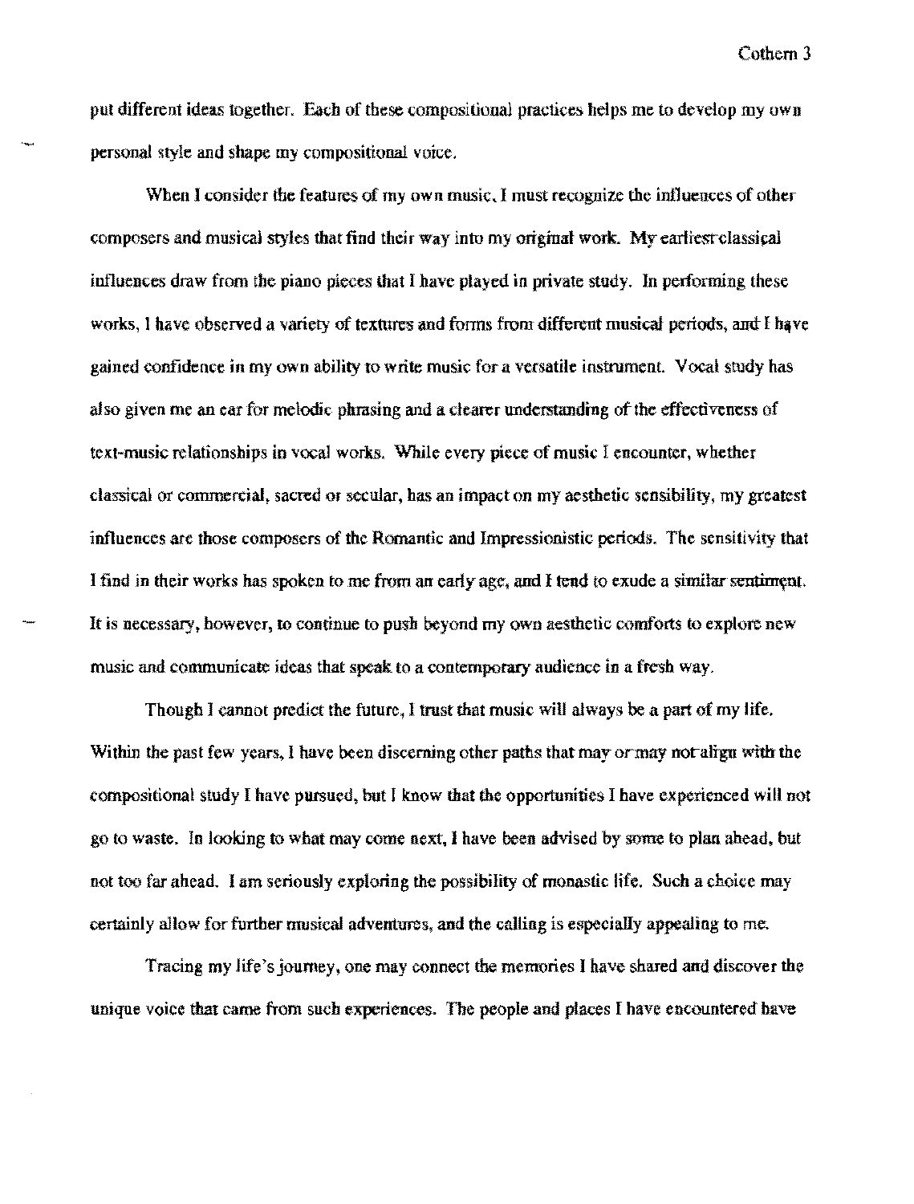put different ideas together. Each of these compositional practices helps me to develop my own personal style and shape my compositional voice.

When I consider the features of my own music, I must recognize the influences of other composers and musical styles that find their way into my original work. My earliest classical influences draw from the piano pieces that I have played in private study. In performing these works, I have observed a variety of textures and forms from different musical periods, and I have gained confidence in my own ability to write music for a versatile instrument. Vocal study has also given me an ear for melodic phrasing and a clearer understanding of the effectiveness of text-music relationships in vocal works. While every piece of music I encounter, whether classical or commercial, sacred or secular, has an impact on my aesthetic sensibility, my greatest influences are those composers of the Romantic and Impressionistic periods. The sensitivity that I find in their works has spoken to me from an early age, and I tend to exude a similar sentiment. It is necessary, however, to continue to push beyond my own aesthetic comforts to explore new music and communicate ideas that speak to a contemporary audience in a fresh way.

Though I cannot predict the future, I trust that music will always be a part of my life. Within the past few years, I have been discerning other paths that may or may not align with the compositional study I have pursued, but I know that the opportunities I have experienced will not go to waste. In looking to what may come next, I have been advised by some to plan ahead, but not too far ahead. I am seriously exploring the possibility of monastic life. Such a choice may certainly allow for further musical adventures, and the calling is especially appealing to me.

Tracing my life's journey, one may connect the memories I have shared and discover the unique voice that came from such experiences. The people and places I have encountered have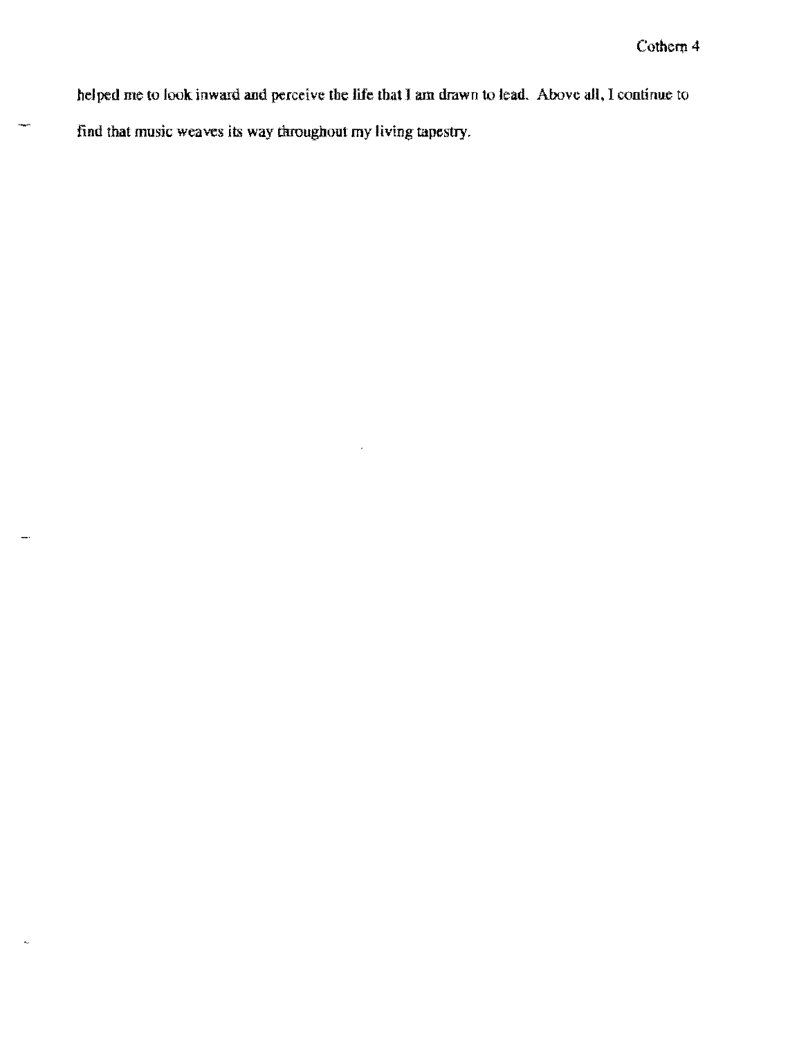helped me to look inward and perceive the life that I am drawn to lead. Above all, I continue to find that music weaves its way throughout my living tapestry.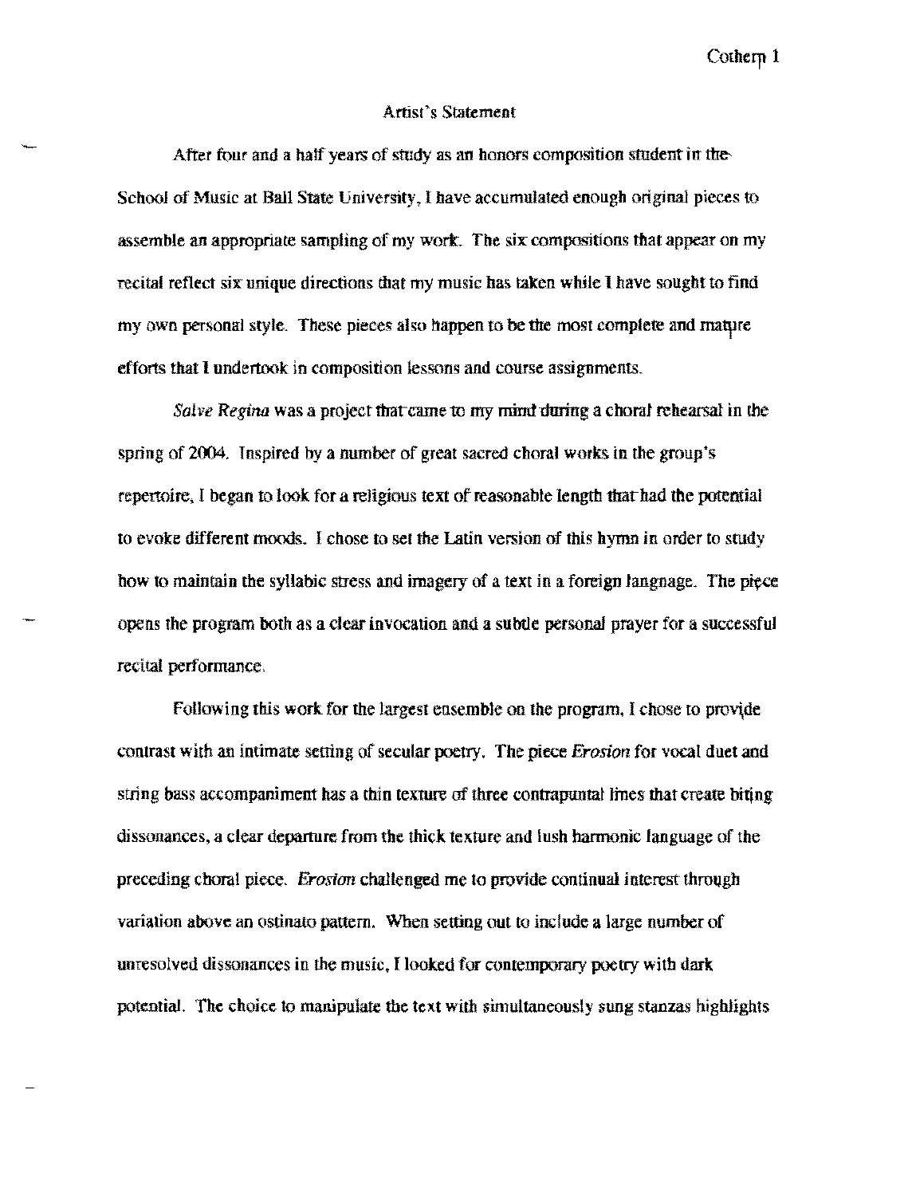## Artist's Statement

After four and a half years of study as an honors composition student in the School of Music at Ball State University, I have accumulated enough original pieces to assemble an appropriate sampling of my work. The six compositions that appear on my recital reflect six unique directions that my music has taken while I have sought to find my own personal style. These pieces also happen to be the most complete and mature efforts that I undertook in composition lessons and course assignments.

*Salve Regina* was a project that came to my mind during a choral rehearsal in the spring of 2004. Inspired by a number of great sacred choral works in the group's repertoire, I began to look for a religious text of reasonable length that had the potential to evoke different moods. I chose to set the Latin version of this hymn in order to study how to maintain the syllabic stress and imagery of a text in a foreign language. The piece opens the program both as a clear invocation and a subtle personal prayer for a successful recital performance.

Following this work for the largest ensemble on the program, I chose to provide contrast with an intimate setting of secular poetry. The piece *Erosion* for vocal duet and string bass accompaniment has a thin texture of three contrapuntal lines that create biting dissonances, a clear departure from the thick texture and lush harmonic language of the preceding choral piece. *Erosion* challenged me to provide continual interest through variation above an ostinato pattern. When setting out to include a large number of unresolved dissonances in the music, I looked for contemporary poetry with dark potential. The choice to manipulate the text with simultaneously sung stanzas highlights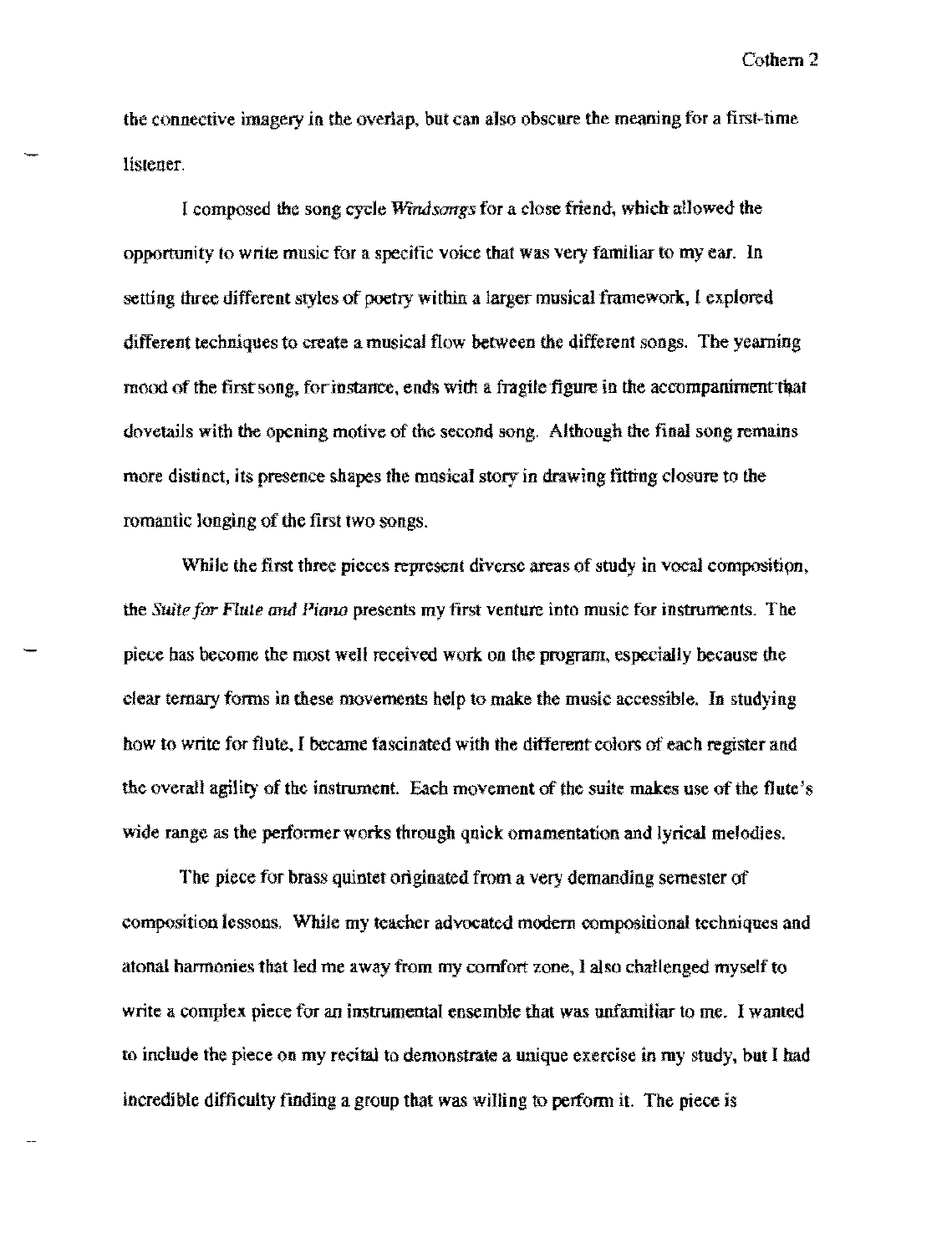the connective imagery in the overlap, but can also obscure the meaning for a first-time listener.

I composed the song cycle *Windsongs* for a close friend, which allowed the opportunity to write music for a specific voice that was very familiar to my ear. In setting three different styles of poetry within a larger musical framework, I explored different techniques to create a musical flow between the different songs. The yearning mood of the first song, for instance, ends with a fragile figure in the accompaniment that dovetails with the opening motive of the second song. Although the final song remains more distinct, its presence shapes the musical story in drawing fitting closure to the romantic longing of the first two songs.

While the first three pieces represent diverse areas of study in vocal composition, the *Suite for Flute and Piano* presents my first venture into music for instruments. The piece has become the most well received work on the program, especially because the clear ternary forms in these movements help to make the music accessible. In studying how to write for flute, I became fascinated with the different colors of each register and the overall agility of the instrument. Each movement of the suite makes use of the flute's wide range as the performer works through quick ornamentation and lyrical melodies.

The piece for brass quintet originated from a very demanding semester of composition lessons. While my teacher advocated modern compositional techniques and atonal harmonies that led me away from my comfort zone, I also challenged myself to write a complex piece for an instrumental ensemble that was unfamiliar to me. I wanted to include the piece on my recital to demonstrate a unique exercise in my study, but I had incredible difficulty finding a group that was willing to perform it. The piece is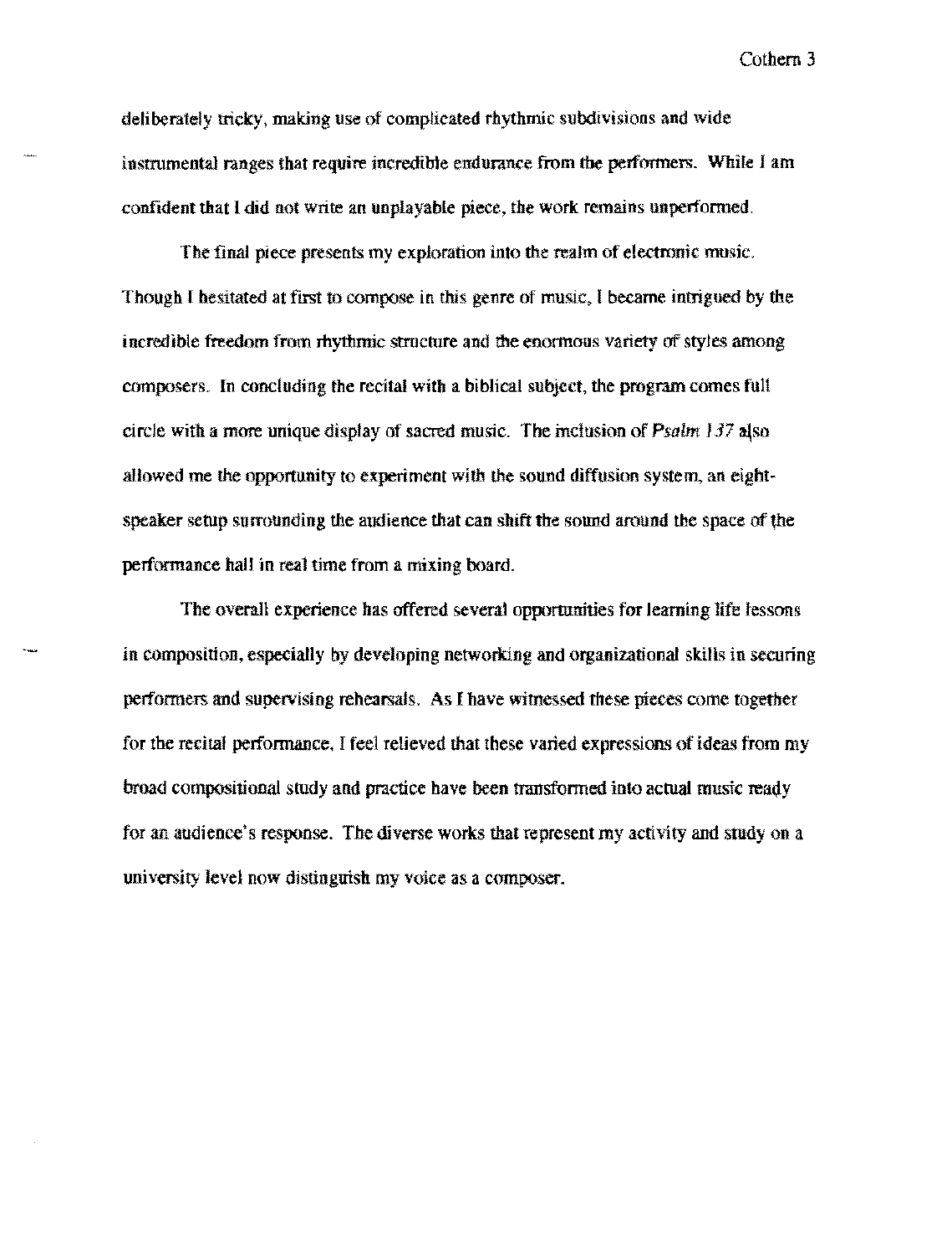deliberately tricky, making use of complicated rhythmic subdivisions and wide instrumental ranges that require incredible endurance from the performers. While I am confident that I did not write an unplayable piece, the work remains unperformed.

The final piece presents my exploration into the realm of electronic music. Though I hesitated at first to compose in this genre of music, I became intrigued by the incredible freedom from rhythmic structure and the enormous variety of styles among composers. In concluding the recital with a biblical subject, the program comes full circle with a more unique display of sacred music. The inclusion of *Psalm 137* also allowed me the opportunity to experiment with the sound diffusion system, an eight-speaker setup surrounding the audience that can shift the sound around the space of the performance hall in real time from a mixing board.

The overall experience has offered several opportunities for learning life lessons in composition, especially by developing networking and organizational skills in securing performers and supervising rehearsals. As I have witnessed these pieces come together for the recital performance, I feel relieved that these varied expressions of ideas from my broad compositional study and practice have been transformed into actual music ready for an audience's response. The diverse works that represent my activity and study on a university level now distinguish my voice as a composer.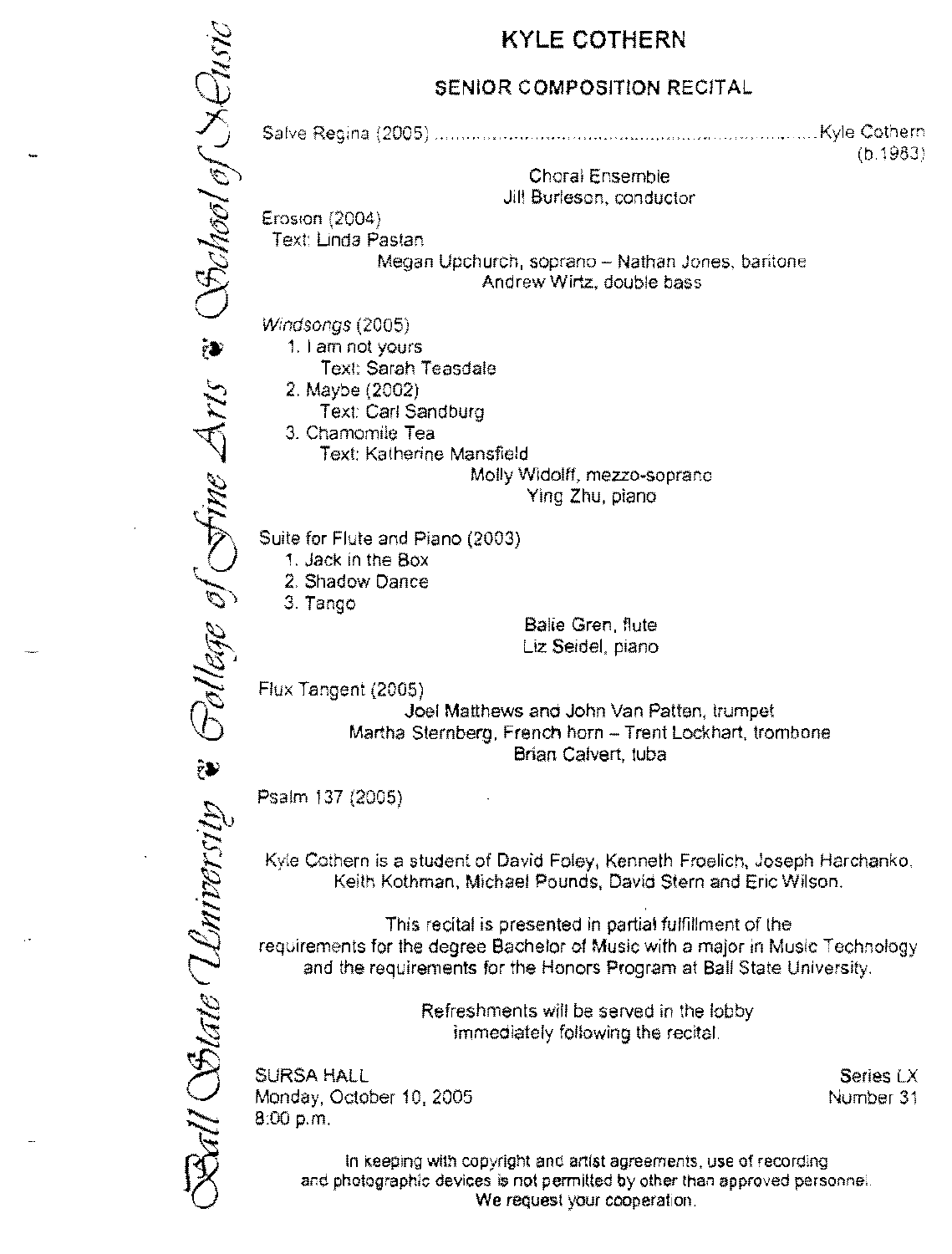Ball State University ❦ College of Fine Arts ❦ School of Music

# KYLE COTHERN

## SENIOR COMPOSITION RECITAL

Salve Regina (2005) .......................................................................... Kyle Cothern
(b.1983)

Choral Ensemble
Jill Burleson, conductor

Erosion (2004)
Text: Linda Pastan

Megan Upchurch, soprano – Nathan Jones, baritone
Andrew Wirtz, double bass

*Windsongs* (2005)

1. I am not yours
   Text: Sarah Teasdale
2. Maybe (2002)
   Text: Carl Sandburg
3. Chamomile Tea
   Text: Katherine Mansfield

Molly Widolff, mezzo-soprano
Ying Zhu, piano

Suite for Flute and Piano (2003)

1. Jack in the Box
2. Shadow Dance
3. Tango

Balie Gren, flute
Liz Seidel, piano

Flux Tangent (2005)

Joel Matthews and John Van Patten, trumpet
Martha Sternberg, French horn – Trent Lockhart, trombone
Brian Calvert, tuba

Psalm 137 (2005)

Kyle Cothern is a student of David Foley, Kenneth Froelich, Joseph Harchanko, Keith Kothman, Michael Pounds, David Stern and Eric Wilson.

This recital is presented in partial fulfillment of the requirements for the degree Bachelor of Music with a major in Music Technology and the requirements for the Honors Program at Ball State University.

Refreshments will be served in the lobby immediately following the recital.

SURSA HALL
Monday, October 10, 2005
8:00 p.m.

Series LX
Number 31

In keeping with copyright and artist agreements, use of recording and photographic devices is not permitted by other than approved personnel. We request your cooperation.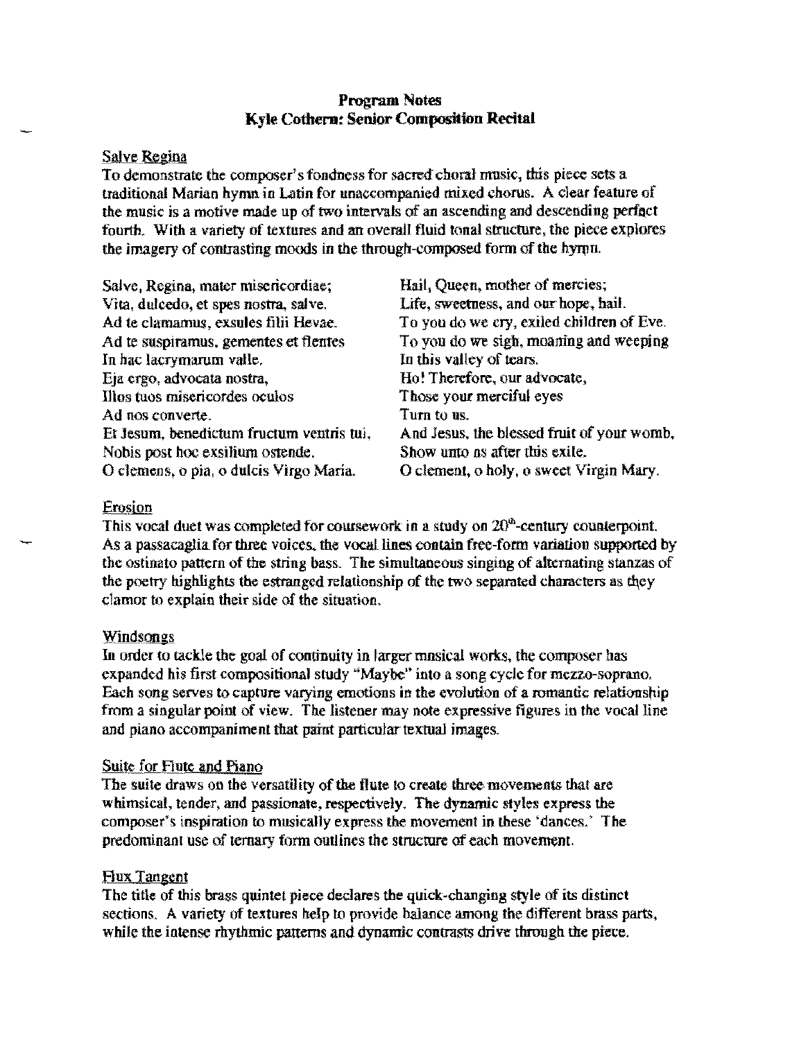**Program Notes**
**Kyle Cothern: Senior Composition Recital**

Salve Regina

To demonstrate the composer's fondness for sacred choral music, this piece sets a traditional Marian hymn in Latin for unaccompanied mixed chorus. A clear feature of the music is a motive made up of two intervals of an ascending and descending perfect fourth. With a variety of textures and an overall fluid tonal structure, the piece explores the imagery of contrasting moods in the through-composed form of the hymn.

| | |
|---|---|
| Salve, Regina, mater misericordiae; | Hail, Queen, mother of mercies; |
| Vita, dulcedo, et spes nostra, salve. | Life, sweetness, and our hope, hail. |
| Ad te clamamus, exsules filii Hevae. | To you do we cry, exiled children of Eve. |
| Ad te suspiramus, gementes et flentes | To you do we sigh, moaning and weeping |
| In hac lacrymarum valle. | In this valley of tears. |
| Eja ergo, advocata nostra, | Ho! Therefore, our advocate, |
| Illos tuos misericordes oculos | Those your merciful eyes |
| Ad nos converte. | Turn to us. |
| Et Jesum, benedictum fructum ventris tui, | And Jesus, the blessed fruit of your womb, |
| Nobis post hoc exsilium ostende. | Show unto us after this exile. |
| O clemens, o pia, o dulcis Virgo Maria. | O clement, o holy, o sweet Virgin Mary. |

Erosion

This vocal duet was completed for coursework in a study on 20th-century counterpoint. As a passacaglia for three voices, the vocal lines contain free-form variation supported by the ostinato pattern of the string bass. The simultaneous singing of alternating stanzas of the poetry highlights the estranged relationship of the two separated characters as they clamor to explain their side of the situation.

Windsongs

In order to tackle the goal of continuity in larger musical works, the composer has expanded his first compositional study "Maybe" into a song cycle for mezzo-soprano. Each song serves to capture varying emotions in the evolution of a romantic relationship from a singular point of view. The listener may note expressive figures in the vocal line and piano accompaniment that paint particular textual images.

Suite for Flute and Piano

The suite draws on the versatility of the flute to create three movements that are whimsical, tender, and passionate, respectively. The dynamic styles express the composer's inspiration to musically express the movement in these 'dances.' The predominant use of ternary form outlines the structure of each movement.

Flux Tangent

The title of this brass quintet piece declares the quick-changing style of its distinct sections. A variety of textures help to provide balance among the different brass parts, while the intense rhythmic patterns and dynamic contrasts drive through the piece.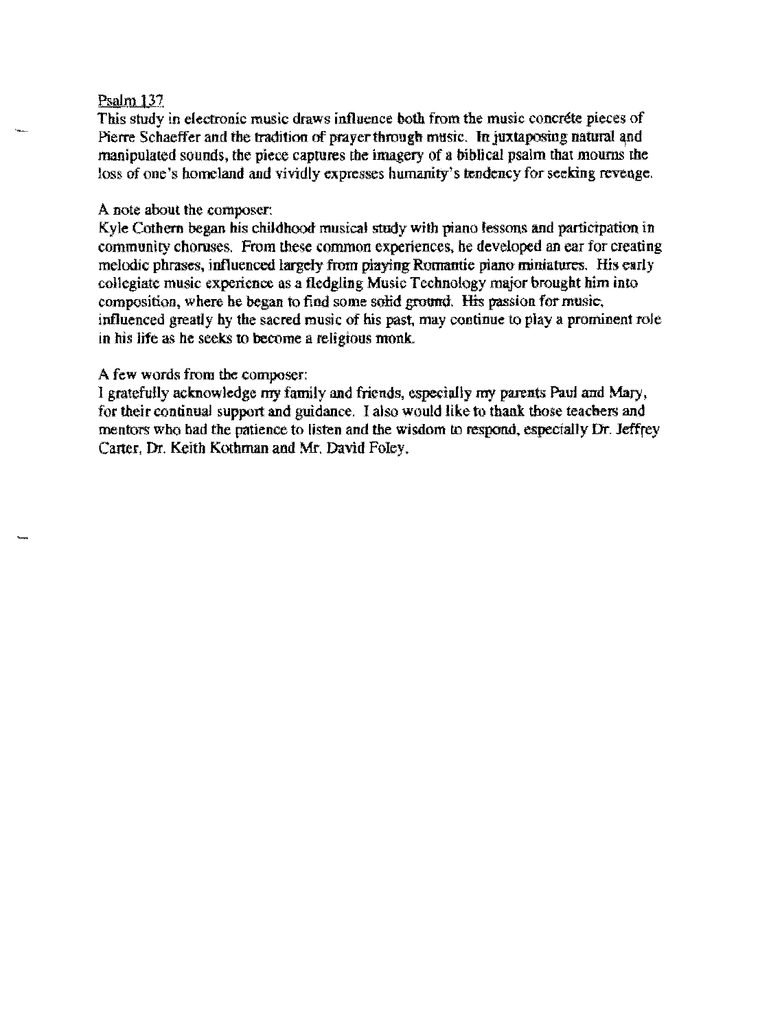Psalm 137

This study in electronic music draws influence both from the music concréte pieces of Pierre Schaeffer and the tradition of prayer through music. In juxtaposing natural and manipulated sounds, the piece captures the imagery of a biblical psalm that mourns the loss of one's homeland and vividly expresses humanity's tendency for seeking revenge.

A note about the composer:

Kyle Cothern began his childhood musical study with piano lessons and participation in community choruses. From these common experiences, he developed an ear for creating melodic phrases, influenced largely from playing Romantic piano miniatures. His early collegiate music experience as a fledgling Music Technology major brought him into composition, where he began to find some solid ground. His passion for music, influenced greatly by the sacred music of his past, may continue to play a prominent role in his life as he seeks to become a religious monk.

A few words from the composer:

I gratefully acknowledge my family and friends, especially my parents Paul and Mary, for their continual support and guidance. I also would like to thank those teachers and mentors who had the patience to listen and the wisdom to respond, especially Dr. Jeffrey Carter, Dr. Keith Kothman and Mr. David Foley.